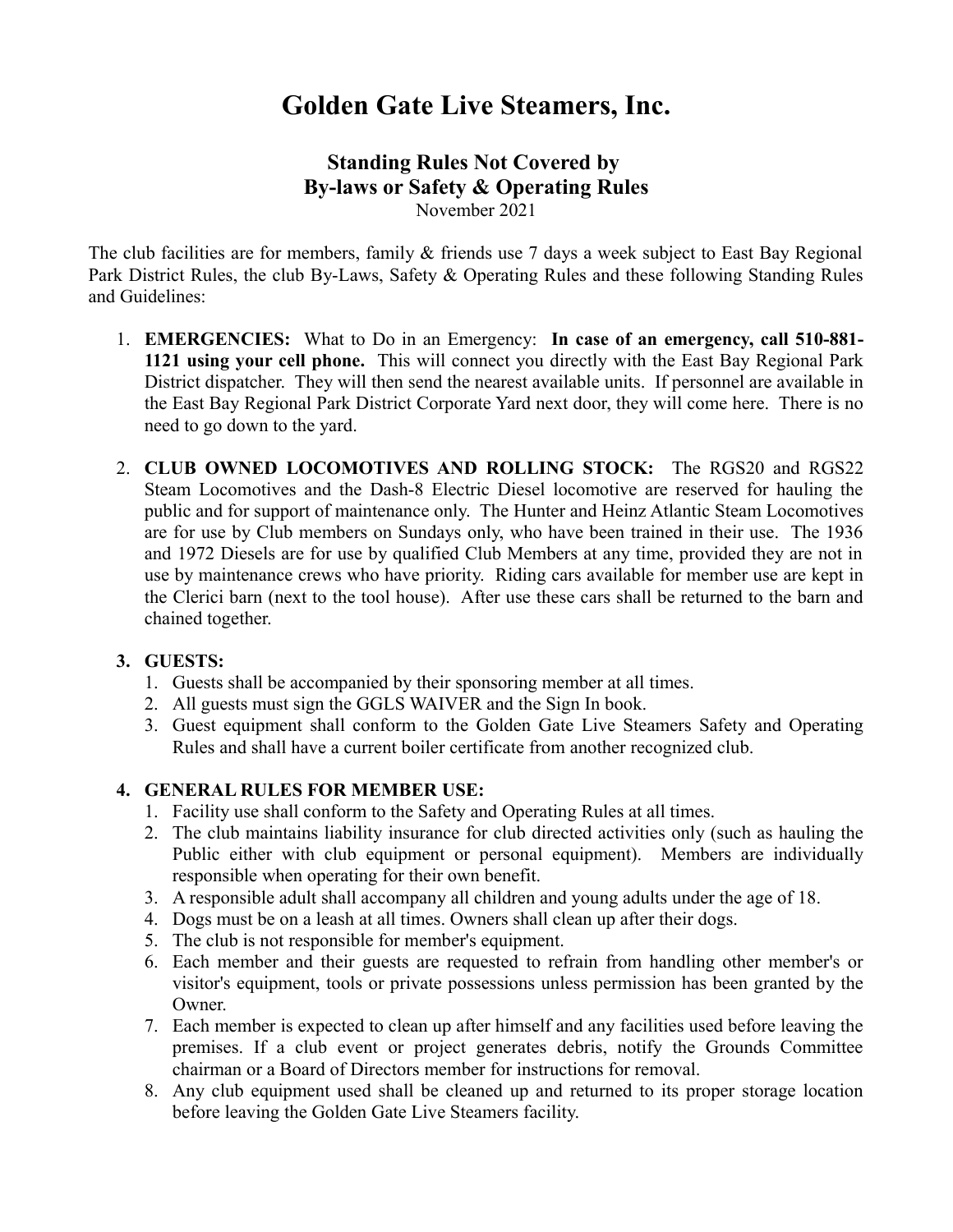# Golden Gate Live Steamers, Inc.

## Standing Rules Not Covered by By-laws or Safety & Operating Rules

November 2021

The club facilities are for members, family & friends use 7 days a week subject to East Bay Regional Park District Rules, the club By-Laws, Safety & Operating Rules and these following Standing Rules and Guidelines:

1. **EMERGENCIES:** What to Do in an Emergency: **In case of an emergency, call 510-881-1121 using your cell phone.** This will connect you directly with the East Bay Regional Park District dispatcher. They will then send the nearest available units. If personnel are available in the East Bay Regional Park District Corporate Yard next door, they will come here. There is no need to go down to the yard.

2. **CLUB OWNED LOCOMOTIVES AND ROLLING STOCK:** The RGS20 and RGS22 Steam Locomotives and the Dash-8 Electric Diesel locomotive are reserved for hauling the public and for support of maintenance only. The Hunter and Heinz Atlantic Steam Locomotives are for use by Club members on Sundays only, who have been trained in their use. The 1936 and 1972 Diesels are for use by qualified Club Members at any time, provided they are not in use by maintenance crews who have priority. Riding cars available for member use are kept in the Clerici barn (next to the tool house). After use these cars shall be returned to the barn and chained together.

3. **GUESTS:**
   1. Guests shall be accompanied by their sponsoring member at all times.
   2. All guests must sign the GGLS WAIVER and the Sign In book.
   3. Guest equipment shall conform to the Golden Gate Live Steamers Safety and Operating Rules and shall have a current boiler certificate from another recognized club.

4. **GENERAL RULES FOR MEMBER USE:**
   1. Facility use shall conform to the Safety and Operating Rules at all times.
   2. The club maintains liability insurance for club directed activities only (such as hauling the Public either with club equipment or personal equipment). Members are individually responsible when operating for their own benefit.
   3. A responsible adult shall accompany all children and young adults under the age of 18.
   4. Dogs must be on a leash at all times. Owners shall clean up after their dogs.
   5. The club is not responsible for member's equipment.
   6. Each member and their guests are requested to refrain from handling other member's or visitor's equipment, tools or private possessions unless permission has been granted by the Owner.
   7. Each member is expected to clean up after himself and any facilities used before leaving the premises. If a club event or project generates debris, notify the Grounds Committee chairman or a Board of Directors member for instructions for removal.
   8. Any club equipment used shall be cleaned up and returned to its proper storage location before leaving the Golden Gate Live Steamers facility.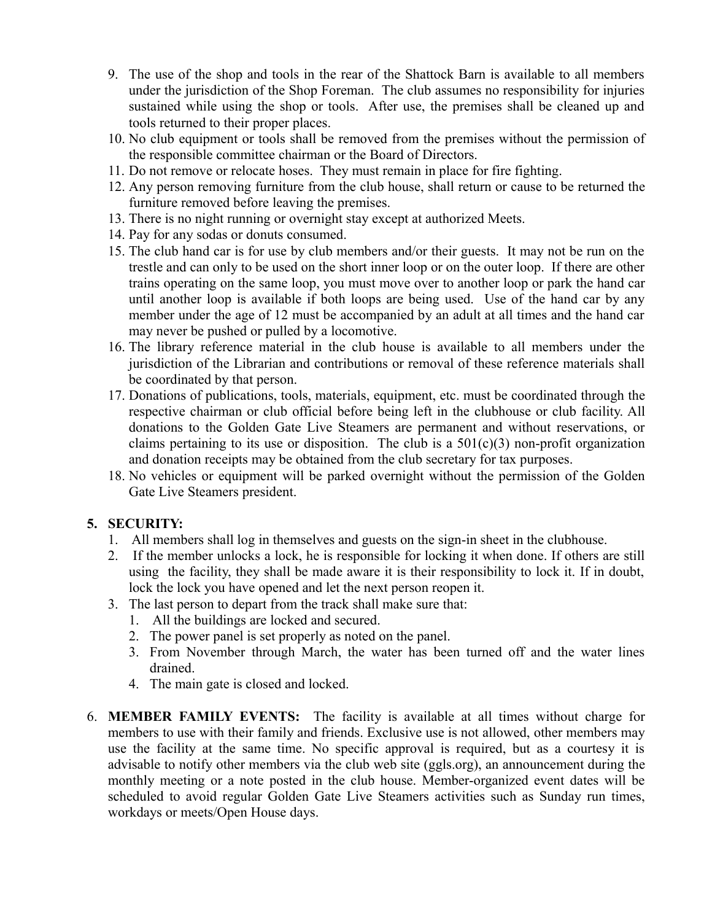9. The use of the shop and tools in the rear of the Shattock Barn is available to all members under the jurisdiction of the Shop Foreman. The club assumes no responsibility for injuries sustained while using the shop or tools. After use, the premises shall be cleaned up and tools returned to their proper places.
10. No club equipment or tools shall be removed from the premises without the permission of the responsible committee chairman or the Board of Directors.
11. Do not remove or relocate hoses. They must remain in place for fire fighting.
12. Any person removing furniture from the club house, shall return or cause to be returned the furniture removed before leaving the premises.
13. There is no night running or overnight stay except at authorized Meets.
14. Pay for any sodas or donuts consumed.
15. The club hand car is for use by club members and/or their guests. It may not be run on the trestle and can only to be used on the short inner loop or on the outer loop. If there are other trains operating on the same loop, you must move over to another loop or park the hand car until another loop is available if both loops are being used. Use of the hand car by any member under the age of 12 must be accompanied by an adult at all times and the hand car may never be pushed or pulled by a locomotive.
16. The library reference material in the club house is available to all members under the jurisdiction of the Librarian and contributions or removal of these reference materials shall be coordinated by that person.
17. Donations of publications, tools, materials, equipment, etc. must be coordinated through the respective chairman or club official before being left in the clubhouse or club facility. All donations to the Golden Gate Live Steamers are permanent and without reservations, or claims pertaining to its use or disposition. The club is a 501(c)(3) non-profit organization and donation receipts may be obtained from the club secretary for tax purposes.
18. No vehicles or equipment will be parked overnight without the permission of the Golden Gate Live Steamers president.

**5. SECURITY:**

1. All members shall log in themselves and guests on the sign-in sheet in the clubhouse.
2. If the member unlocks a lock, he is responsible for locking it when done. If others are still using the facility, they shall be made aware it is their responsibility to lock it. If in doubt, lock the lock you have opened and let the next person reopen it.
3. The last person to depart from the track shall make sure that:
   1. All the buildings are locked and secured.
   2. The power panel is set properly as noted on the panel.
   3. From November through March, the water has been turned off and the water lines drained.
   4. The main gate is closed and locked.

6. **MEMBER FAMILY EVENTS:** The facility is available at all times without charge for members to use with their family and friends. Exclusive use is not allowed, other members may use the facility at the same time. No specific approval is required, but as a courtesy it is advisable to notify other members via the club web site (ggls.org), an announcement during the monthly meeting or a note posted in the club house. Member-organized event dates will be scheduled to avoid regular Golden Gate Live Steamers activities such as Sunday run times, workdays or meets/Open House days.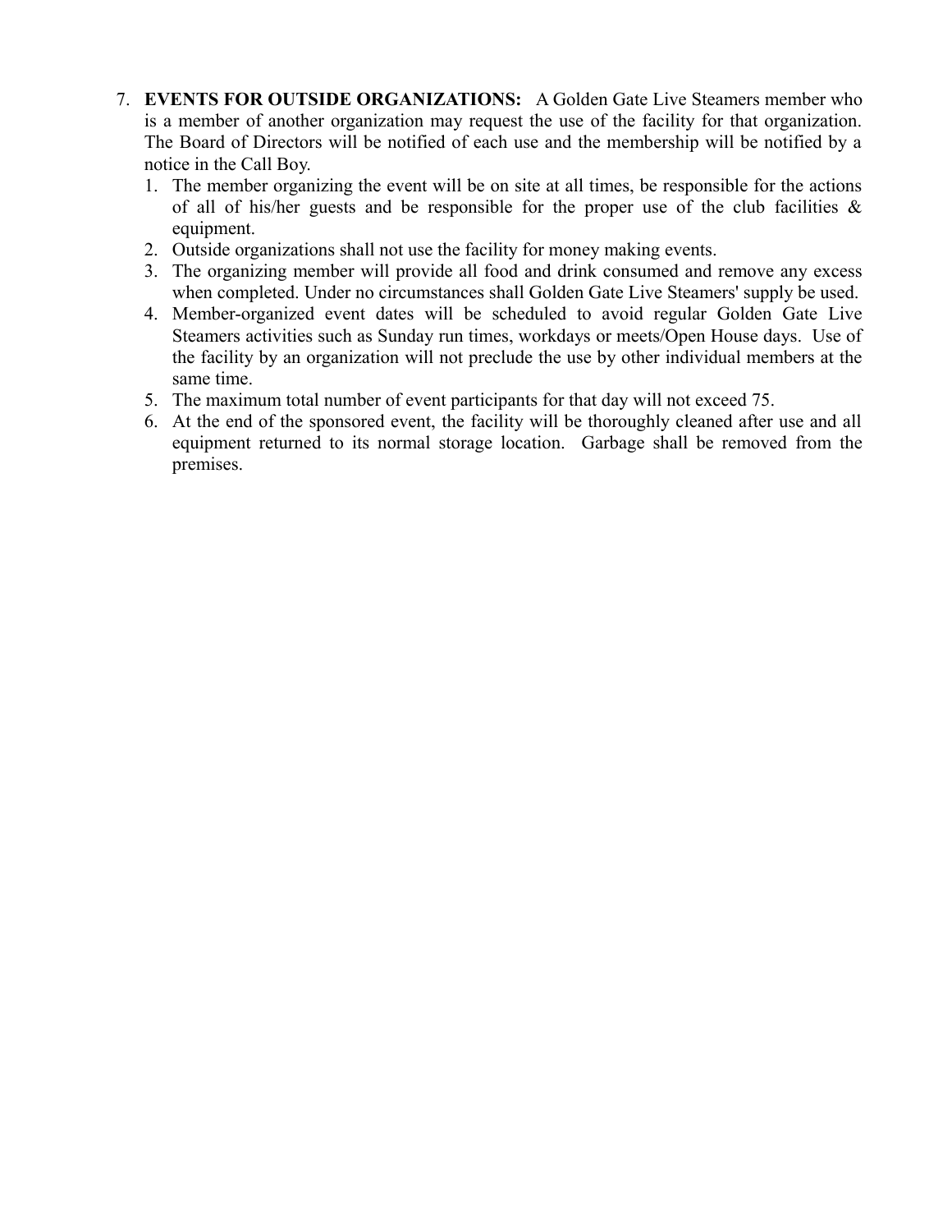7. **EVENTS FOR OUTSIDE ORGANIZATIONS:** A Golden Gate Live Steamers member who is a member of another organization may request the use of the facility for that organization. The Board of Directors will be notified of each use and the membership will be notified by a notice in the Call Boy.
   1. The member organizing the event will be on site at all times, be responsible for the actions of all of his/her guests and be responsible for the proper use of the club facilities & equipment.
   2. Outside organizations shall not use the facility for money making events.
   3. The organizing member will provide all food and drink consumed and remove any excess when completed. Under no circumstances shall Golden Gate Live Steamers' supply be used.
   4. Member-organized event dates will be scheduled to avoid regular Golden Gate Live Steamers activities such as Sunday run times, workdays or meets/Open House days. Use of the facility by an organization will not preclude the use by other individual members at the same time.
   5. The maximum total number of event participants for that day will not exceed 75.
   6. At the end of the sponsored event, the facility will be thoroughly cleaned after use and all equipment returned to its normal storage location. Garbage shall be removed from the premises.